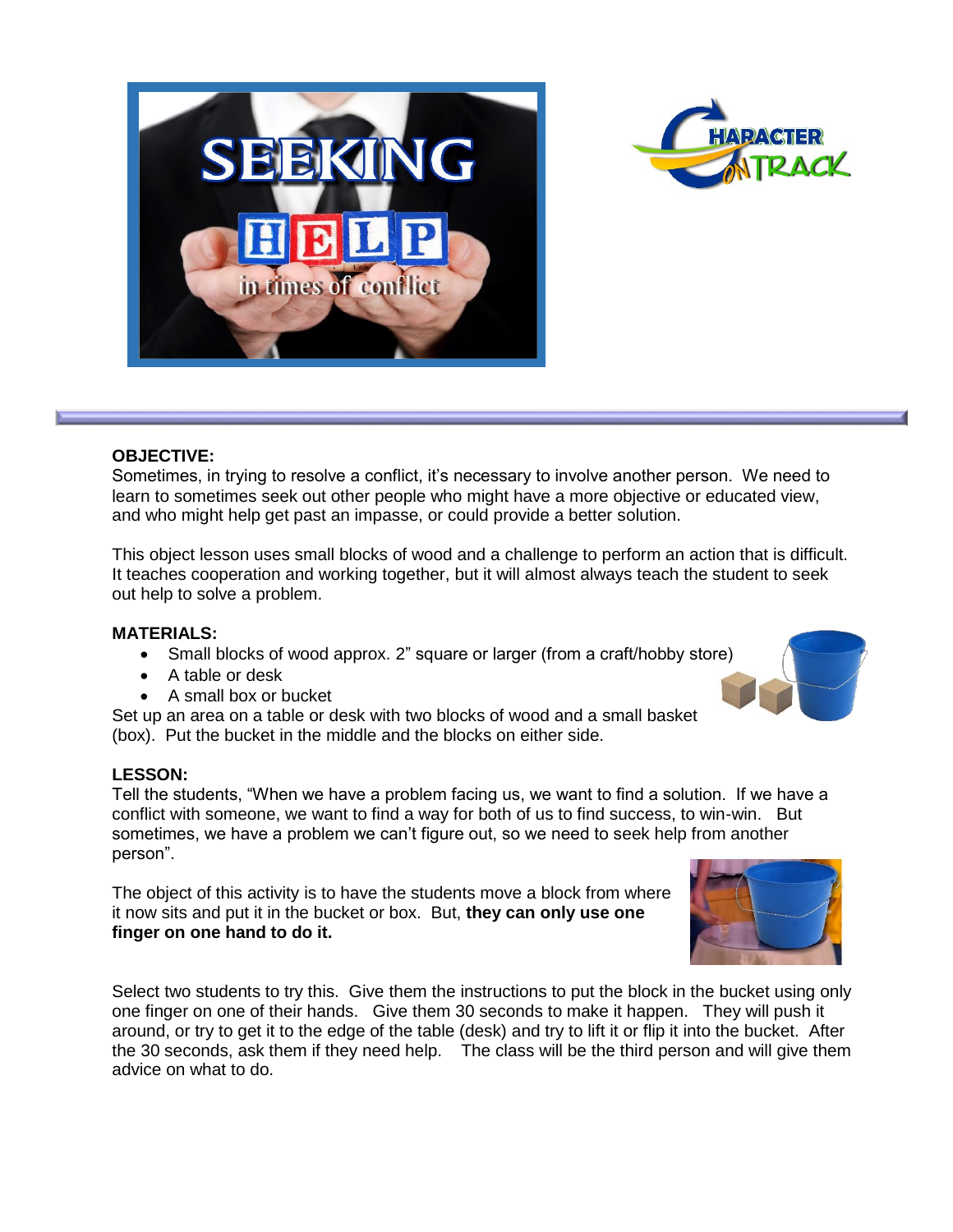**OBJECTIVE:**
Sometimes, in trying to resolve a conflict, it's necessary to involve another person. We need to learn to sometimes seek out other people who might have a more objective or educated view, and who might help get past an impasse, or could provide a better solution.

This object lesson uses small blocks of wood and a challenge to perform an action that is difficult. It teaches cooperation and working together, but it will almost always teach the student to seek out help to solve a problem.

**MATERIALS:**

- Small blocks of wood approx. 2" square or larger (from a craft/hobby store)
- A table or desk
- A small box or bucket

Set up an area on a table or desk with two blocks of wood and a small basket (box). Put the bucket in the middle and the blocks on either side.

**LESSON:**
Tell the students, "When we have a problem facing us, we want to find a solution. If we have a conflict with someone, we want to find a way for both of us to find success, to win-win. But sometimes, we have a problem we can't figure out, so we need to seek help from another person".

The object of this activity is to have the students move a block from where it now sits and put it in the bucket or box. But, **they can only use one finger on one hand to do it.**

Select two students to try this. Give them the instructions to put the block in the bucket using only one finger on one of their hands. Give them 30 seconds to make it happen. They will push it around, or try to get it to the edge of the table (desk) and try to lift it or flip it into the bucket. After the 30 seconds, ask them if they need help. The class will be the third person and will give them advice on what to do.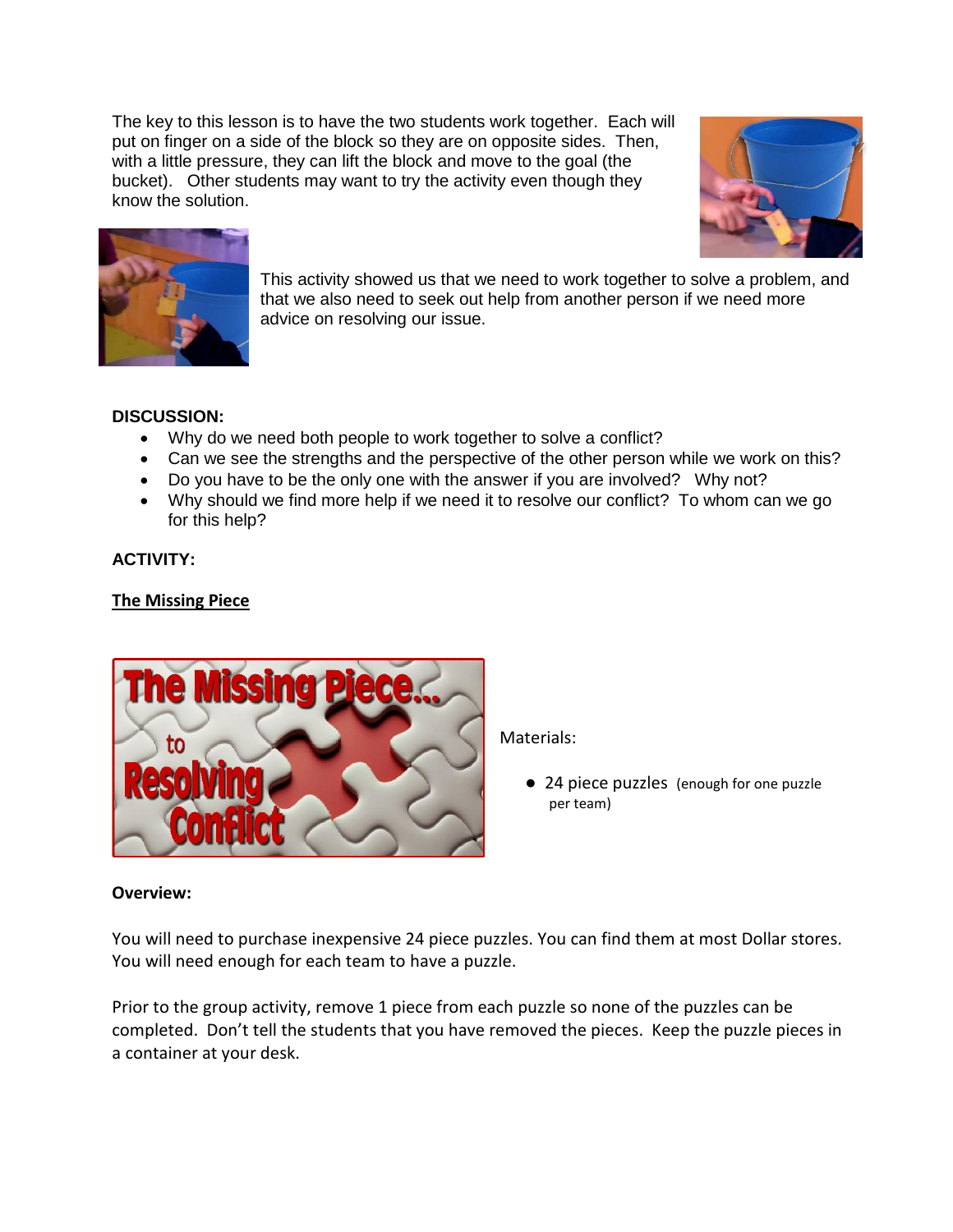The key to this lesson is to have the two students work together. Each will put on finger on a side of the block so they are on opposite sides. Then, with a little pressure, they can lift the block and move to the goal (the bucket). Other students may want to try the activity even though they know the solution.

This activity showed us that we need to work together to solve a problem, and that we also need to seek out help from another person if we need more advice on resolving our issue.

**DISCUSSION:**

- Why do we need both people to work together to solve a conflict?
- Can we see the strengths and the perspective of the other person while we work on this?
- Do you have to be the only one with the answer if you are involved? Why not?
- Why should we find more help if we need it to resolve our conflict? To whom can we go for this help?

**ACTIVITY:**

**The Missing Piece**

Materials:

- 24 piece puzzles (enough for one puzzle per team)

**Overview:**

You will need to purchase inexpensive 24 piece puzzles. You can find them at most Dollar stores. You will need enough for each team to have a puzzle.

Prior to the group activity, remove 1 piece from each puzzle so none of the puzzles can be completed. Don't tell the students that you have removed the pieces. Keep the puzzle pieces in a container at your desk.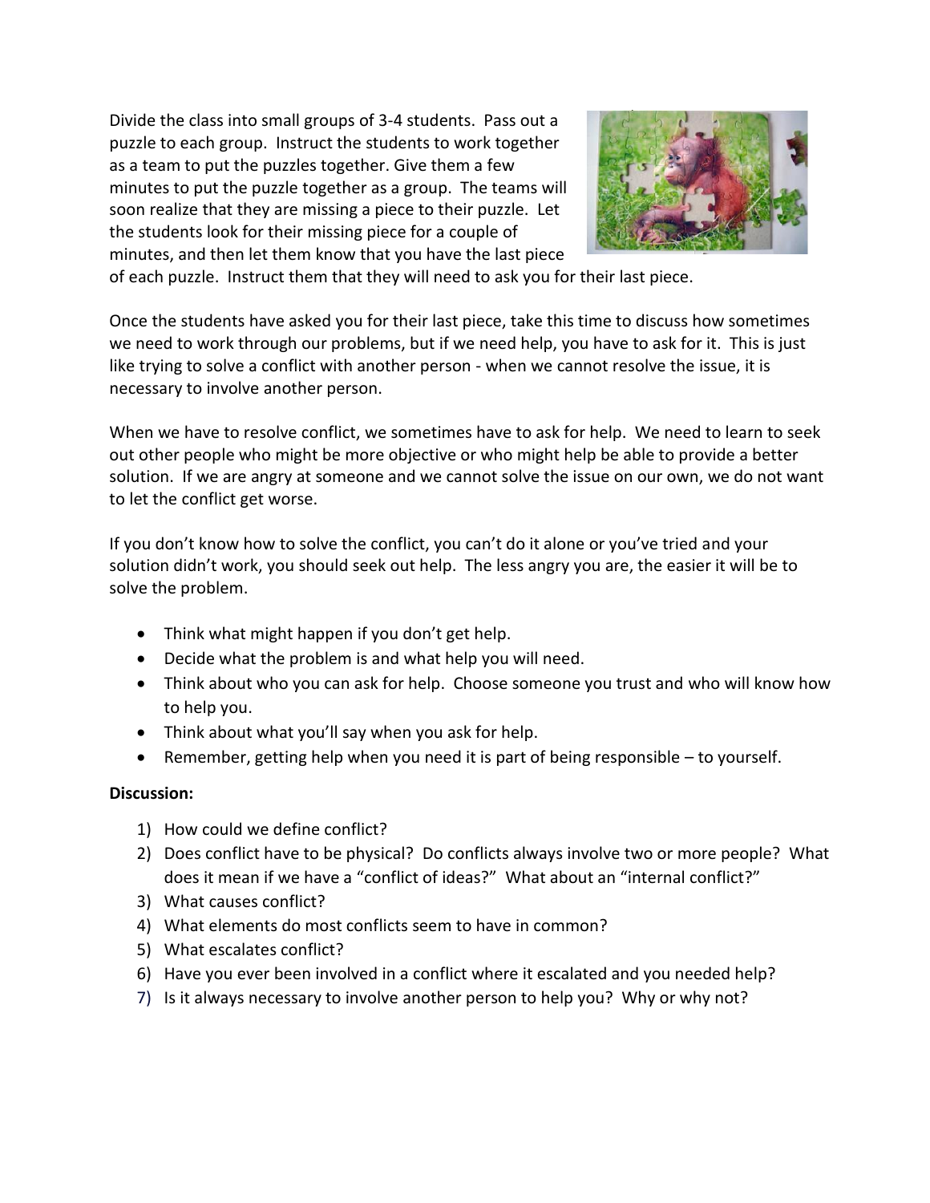Divide the class into small groups of 3-4 students. Pass out a puzzle to each group. Instruct the students to work together as a team to put the puzzles together. Give them a few minutes to put the puzzle together as a group. The teams will soon realize that they are missing a piece to their puzzle. Let the students look for their missing piece for a couple of minutes, and then let them know that you have the last piece of each puzzle. Instruct them that they will need to ask you for their last piece.

Once the students have asked you for their last piece, take this time to discuss how sometimes we need to work through our problems, but if we need help, you have to ask for it. This is just like trying to solve a conflict with another person - when we cannot resolve the issue, it is necessary to involve another person.

When we have to resolve conflict, we sometimes have to ask for help. We need to learn to seek out other people who might be more objective or who might help be able to provide a better solution. If we are angry at someone and we cannot solve the issue on our own, we do not want to let the conflict get worse.

If you don't know how to solve the conflict, you can't do it alone or you've tried and your solution didn't work, you should seek out help. The less angry you are, the easier it will be to solve the problem.

- Think what might happen if you don't get help.
- Decide what the problem is and what help you will need.
- Think about who you can ask for help. Choose someone you trust and who will know how to help you.
- Think about what you'll say when you ask for help.
- Remember, getting help when you need it is part of being responsible – to yourself.

**Discussion:**

1) How could we define conflict?
2) Does conflict have to be physical? Do conflicts always involve two or more people? What does it mean if we have a "conflict of ideas?" What about an "internal conflict?"
3) What causes conflict?
4) What elements do most conflicts seem to have in common?
5) What escalates conflict?
6) Have you ever been involved in a conflict where it escalated and you needed help?
7) Is it always necessary to involve another person to help you? Why or why not?